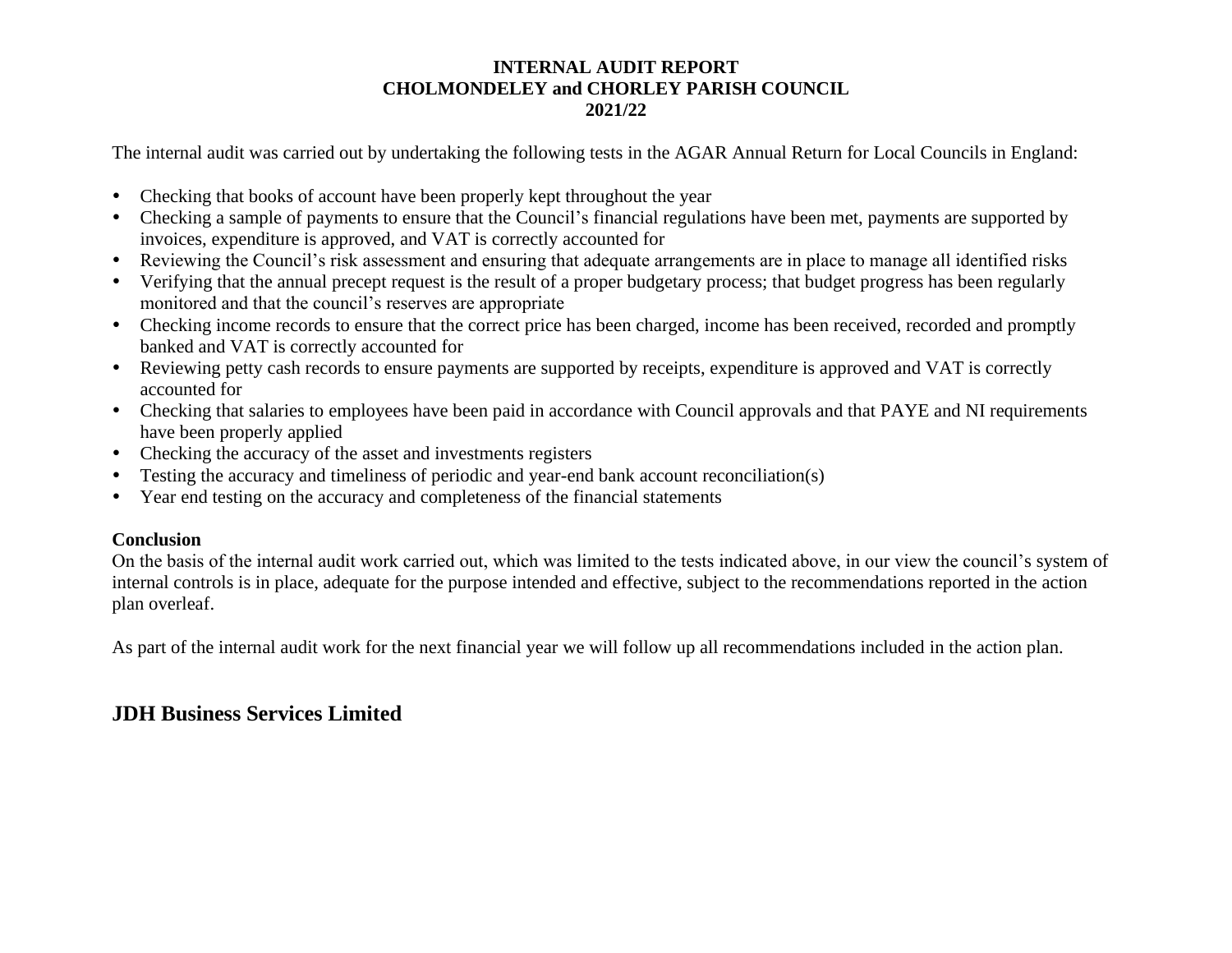# INTERNAL AUDIT REPORT
# CHOLMONDELEY and CHORLEY PARISH COUNCIL
# 2021/22

The internal audit was carried out by undertaking the following tests in the AGAR Annual Return for Local Councils in England:

- Checking that books of account have been properly kept throughout the year
- Checking a sample of payments to ensure that the Council's financial regulations have been met, payments are supported by invoices, expenditure is approved, and VAT is correctly accounted for
- Reviewing the Council's risk assessment and ensuring that adequate arrangements are in place to manage all identified risks
- Verifying that the annual precept request is the result of a proper budgetary process; that budget progress has been regularly monitored and that the council's reserves are appropriate
- Checking income records to ensure that the correct price has been charged, income has been received, recorded and promptly banked and VAT is correctly accounted for
- Reviewing petty cash records to ensure payments are supported by receipts, expenditure is approved and VAT is correctly accounted for
- Checking that salaries to employees have been paid in accordance with Council approvals and that PAYE and NI requirements have been properly applied
- Checking the accuracy of the asset and investments registers
- Testing the accuracy and timeliness of periodic and year-end bank account reconciliation(s)
- Year end testing on the accuracy and completeness of the financial statements

**Conclusion**

On the basis of the internal audit work carried out, which was limited to the tests indicated above, in our view the council's system of internal controls is in place, adequate for the purpose intended and effective, subject to the recommendations reported in the action plan overleaf.

As part of the internal audit work for the next financial year we will follow up all recommendations included in the action plan.

## JDH Business Services Limited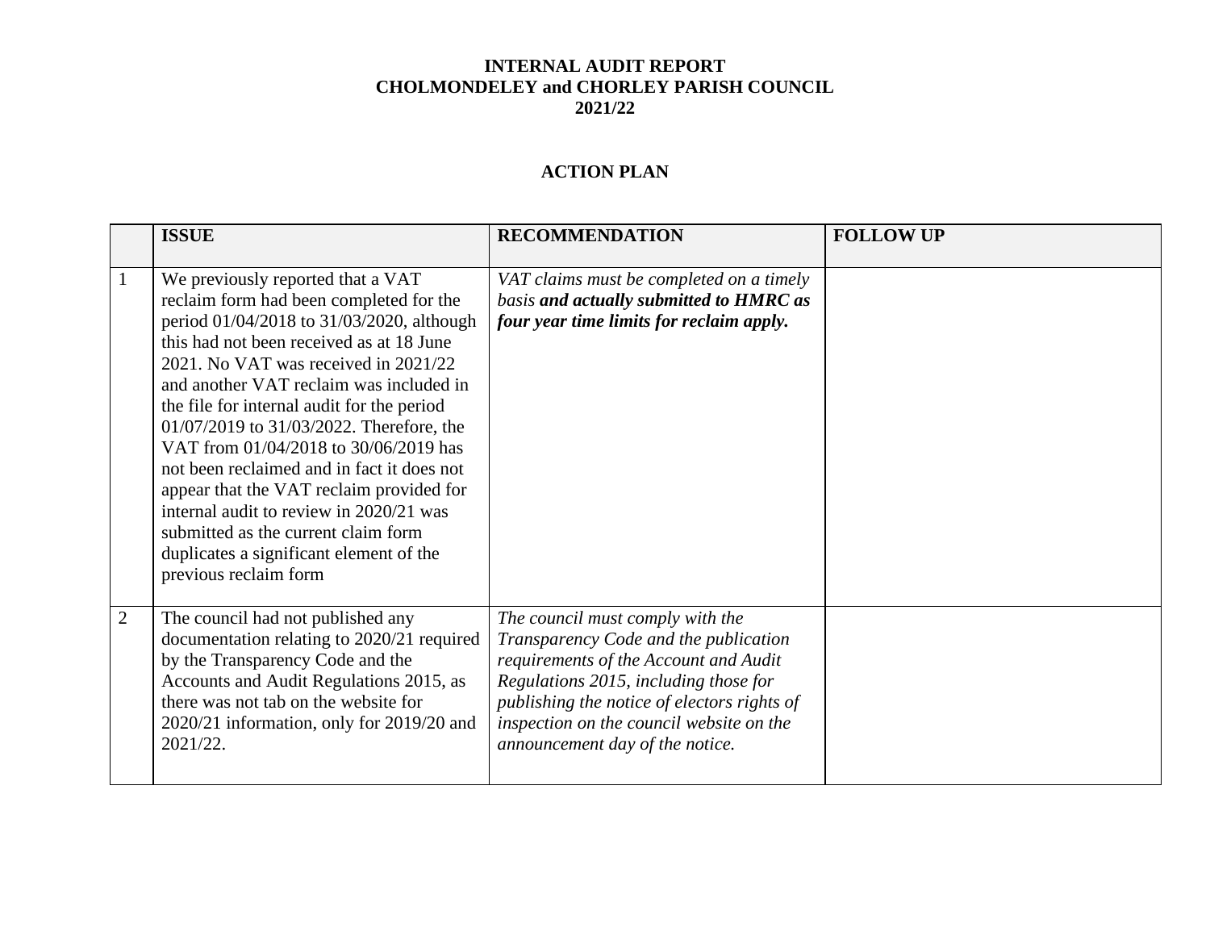**INTERNAL AUDIT REPORT**
**CHOLMONDELEY and CHORLEY PARISH COUNCIL**
**2021/22**

**ACTION PLAN**

| | **ISSUE** | **RECOMMENDATION** | **FOLLOW UP** |
|---|---|---|---|
| 1 | We previously reported that a VAT reclaim form had been completed for the period 01/04/2018 to 31/03/2020, although this had not been received as at 18 June 2021. No VAT was received in 2021/22 and another VAT reclaim was included in the file for internal audit for the period 01/07/2019 to 31/03/2022. Therefore, the VAT from 01/04/2018 to 30/06/2019 has not been reclaimed and in fact it does not appear that the VAT reclaim provided for internal audit to review in 2020/21 was submitted as the current claim form duplicates a significant element of the previous reclaim form | *VAT claims must be completed on a timely basis* ***and actually submitted to HMRC as four year time limits for reclaim apply.*** | |
| 2 | The council had not published any documentation relating to 2020/21 required by the Transparency Code and the Accounts and Audit Regulations 2015, as there was not tab on the website for 2020/21 information, only for 2019/20 and 2021/22. | *The council must comply with the Transparency Code and the publication requirements of the Account and Audit Regulations 2015, including those for publishing the notice of electors rights of inspection on the council website on the announcement day of the notice.* | |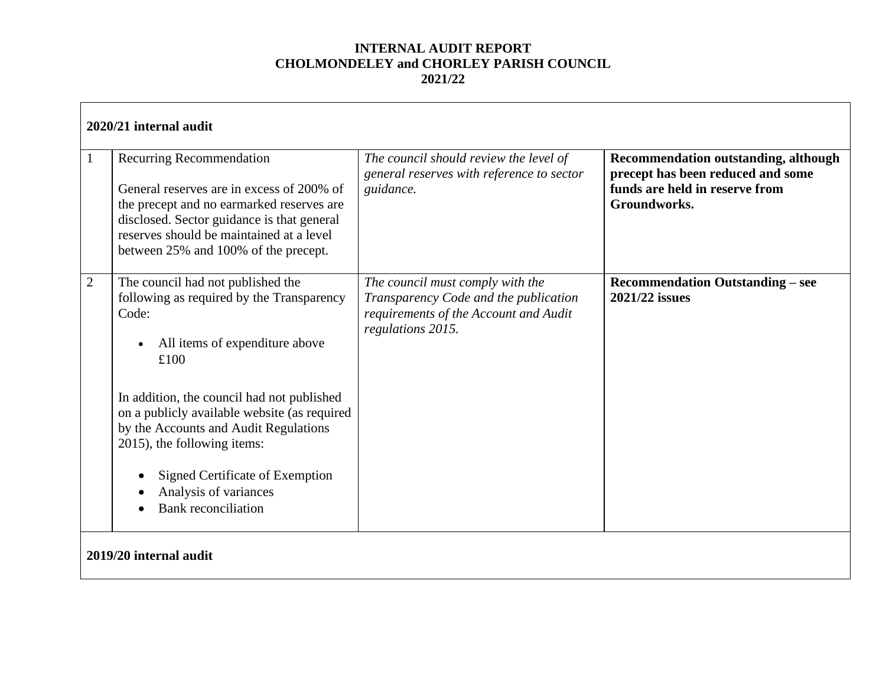**INTERNAL AUDIT REPORT**
**CHOLMONDELEY and CHORLEY PARISH COUNCIL**
**2021/22**

| **2020/21 internal audit** | | | |
|---|---|---|---|
| 1 | Recurring Recommendation<br><br>General reserves are in excess of 200% of the precept and no earmarked reserves are disclosed. Sector guidance is that general reserves should be maintained at a level between 25% and 100% of the precept. | *The council should review the level of general reserves with reference to sector guidance.* | **Recommendation outstanding, although precept has been reduced and some funds are held in reserve from Groundworks.** |
| 2 | The council had not published the following as required by the Transparency Code:<br><br>• All items of expenditure above £100<br><br>In addition, the council had not published on a publicly available website (as required by the Accounts and Audit Regulations 2015), the following items:<br><br>• Signed Certificate of Exemption<br>• Analysis of variances<br>• Bank reconciliation | *The council must comply with the Transparency Code and the publication requirements of the Account and Audit regulations 2015.* | **Recommendation Outstanding – see 2021/22 issues** |
| **2019/20 internal audit** | | | |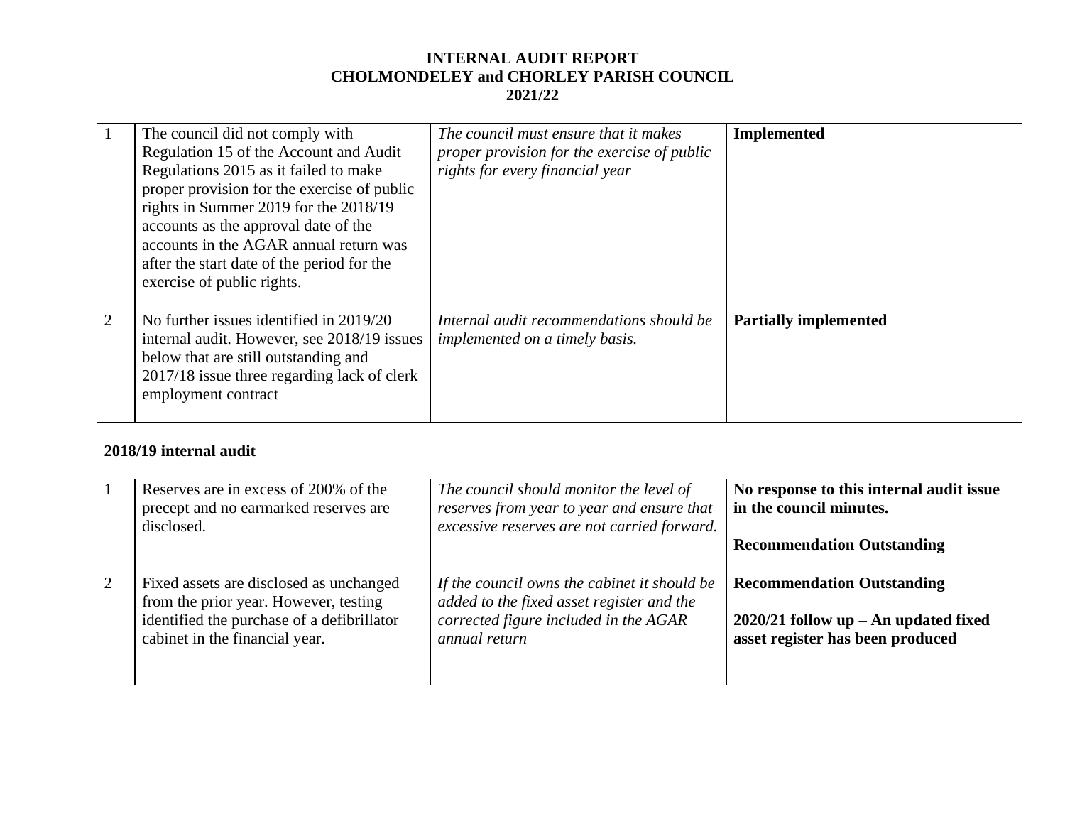**INTERNAL AUDIT REPORT**
**CHOLMONDELEY and CHORLEY PARISH COUNCIL**
**2021/22**

| | | | |
|---|---|---|---|
| 1 | The council did not comply with Regulation 15 of the Account and Audit Regulations 2015 as it failed to make proper provision for the exercise of public rights in Summer 2019 for the 2018/19 accounts as the approval date of the accounts in the AGAR annual return was after the start date of the period for the exercise of public rights. | *The council must ensure that it makes proper provision for the exercise of public rights for every financial year* | **Implemented** |
| 2 | No further issues identified in 2019/20 internal audit. However, see 2018/19 issues below that are still outstanding and 2017/18 issue three regarding lack of clerk employment contract | *Internal audit recommendations should be implemented on a timely basis.* | **Partially implemented** |
| **2018/19 internal audit** | | | |
| 1 | Reserves are in excess of 200% of the precept and no earmarked reserves are disclosed. | *The council should monitor the level of reserves from year to year and ensure that excessive reserves are not carried forward.* | **No response to this internal audit issue in the council minutes.**<br><br>**Recommendation Outstanding** |
| 2 | Fixed assets are disclosed as unchanged from the prior year. However, testing identified the purchase of a defibrillator cabinet in the financial year. | *If the council owns the cabinet it should be added to the fixed asset register and the corrected figure included in the AGAR annual return* | **Recommendation Outstanding**<br><br>**2020/21 follow up – An updated fixed asset register has been produced** |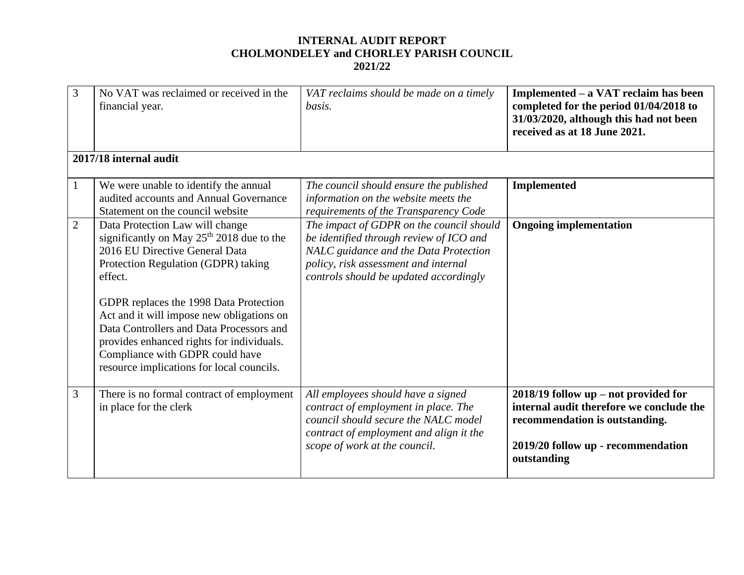**INTERNAL AUDIT REPORT**
**CHOLMONDELEY and CHORLEY PARISH COUNCIL**
**2021/22**

| | | | |
|---|---|---|---|
| 3 | No VAT was reclaimed or received in the financial year. | *VAT reclaims should be made on a timely basis.* | **Implemented – a VAT reclaim has been completed for the period 01/04/2018 to 31/03/2020, although this had not been received as at 18 June 2021.** |
| **2017/18 internal audit** | | | |
| 1 | We were unable to identify the annual audited accounts and Annual Governance Statement on the council website | *The council should ensure the published information on the website meets the requirements of the Transparency Code* | **Implemented** |
| 2 | Data Protection Law will change significantly on May 25th 2018 due to the 2016 EU Directive General Data Protection Regulation (GDPR) taking effect.<br><br>GDPR replaces the 1998 Data Protection Act and it will impose new obligations on Data Controllers and Data Processors and provides enhanced rights for individuals. Compliance with GDPR could have resource implications for local councils. | *The impact of GDPR on the council should be identified through review of ICO and NALC guidance and the Data Protection policy, risk assessment and internal controls should be updated accordingly* | **Ongoing implementation** |
| 3 | There is no formal contract of employment in place for the clerk | *All employees should have a signed contract of employment in place. The council should secure the NALC model contract of employment and align it the scope of work at the council.* | **2018/19 follow up – not provided for internal audit therefore we conclude the recommendation is outstanding.**<br><br>**2019/20 follow up - recommendation outstanding** |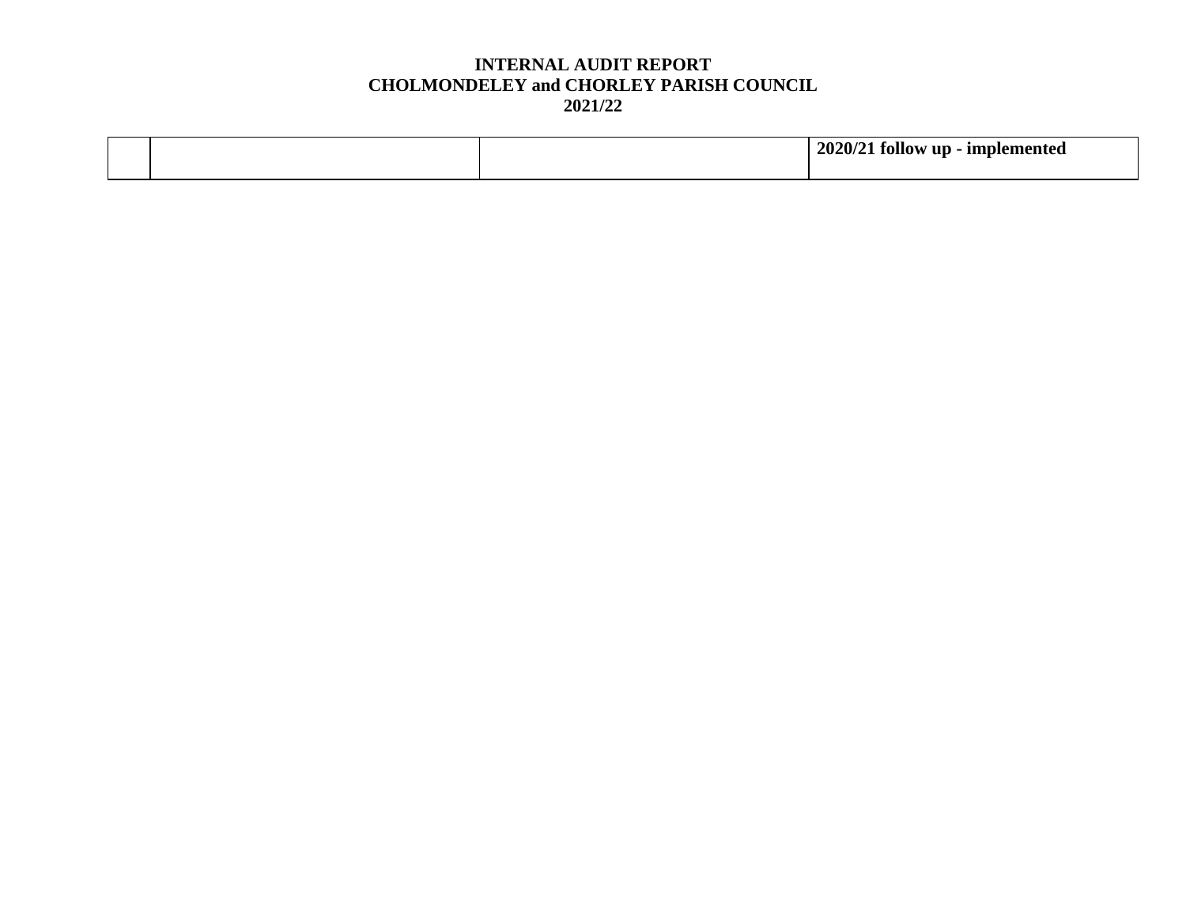**INTERNAL AUDIT REPORT**
**CHOLMONDELEY and CHORLEY PARISH COUNCIL**
**2021/22**

| | | | |
|---|---|---|---|
| | | | **2020/21 follow up - implemented** |